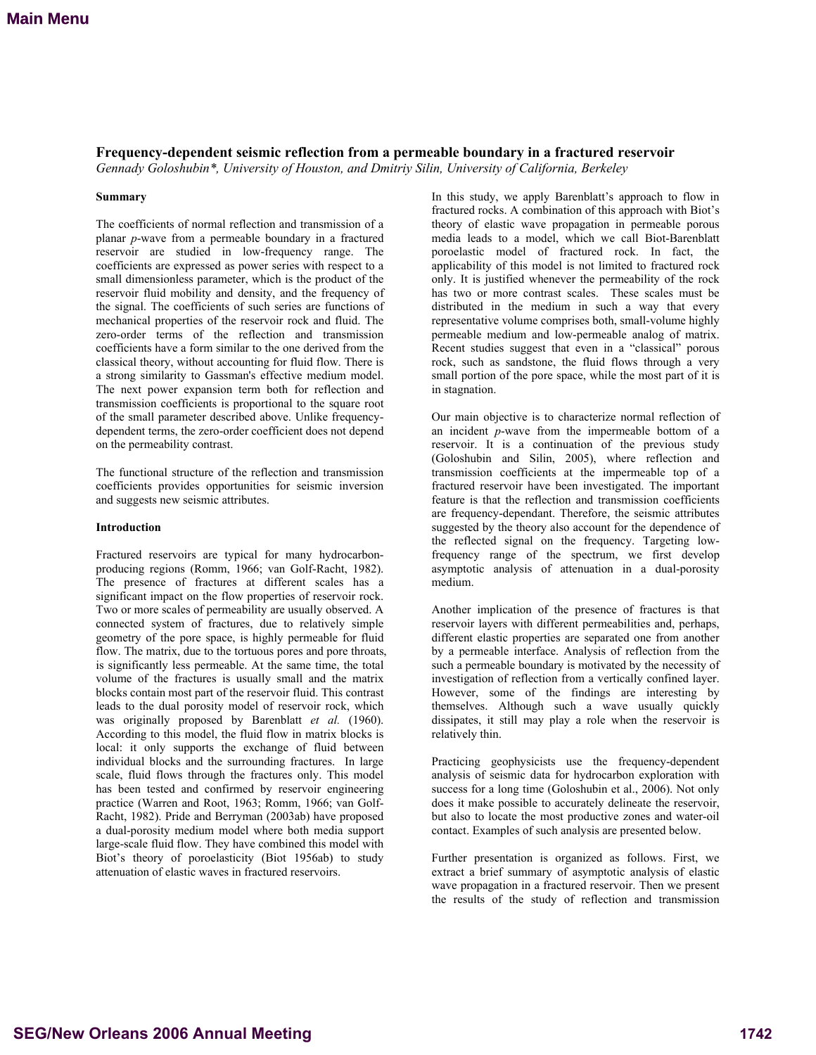# Frequency-dependent seismic reflection from a permeable boundary in a fractured reservoir

*Gennady Goloshubin\*, University of Houston, and Dmitriy Silin, University of California, Berkeley*

## Summary

The coefficients of normal reflection and transmission of a planar *p*-wave from a permeable boundary in a fractured reservoir are studied in low-frequency range. The coefficients are expressed as power series with respect to a small dimensionless parameter, which is the product of the reservoir fluid mobility and density, and the frequency of the signal. The coefficients of such series are functions of mechanical properties of the reservoir rock and fluid. The zero-order terms of the reflection and transmission coefficients have a form similar to the one derived from the classical theory, without accounting for fluid flow. There is a strong similarity to Gassman's effective medium model. The next power expansion term both for reflection and transmission coefficients is proportional to the square root of the small parameter described above. Unlike frequency-dependent terms, the zero-order coefficient does not depend on the permeability contrast.

The functional structure of the reflection and transmission coefficients provides opportunities for seismic inversion and suggests new seismic attributes.

## Introduction

Fractured reservoirs are typical for many hydrocarbon-producing regions (Romm, 1966; van Golf-Racht, 1982). The presence of fractures at different scales has a significant impact on the flow properties of reservoir rock. Two or more scales of permeability are usually observed. A connected system of fractures, due to relatively simple geometry of the pore space, is highly permeable for fluid flow. The matrix, due to the tortuous pores and pore throats, is significantly less permeable. At the same time, the total volume of the fractures is usually small and the matrix blocks contain most part of the reservoir fluid. This contrast leads to the dual porosity model of reservoir rock, which was originally proposed by Barenblatt *et al.* (1960). According to this model, the fluid flow in matrix blocks is local: it only supports the exchange of fluid between individual blocks and the surrounding fractures. In large scale, fluid flows through the fractures only. This model has been tested and confirmed by reservoir engineering practice (Warren and Root, 1963; Romm, 1966; van Golf-Racht, 1982). Pride and Berryman (2003ab) have proposed a dual-porosity medium model where both media support large-scale fluid flow. They have combined this model with Biot's theory of poroelasticity (Biot 1956ab) to study attenuation of elastic waves in fractured reservoirs.

In this study, we apply Barenblatt's approach to flow in fractured rocks. A combination of this approach with Biot's theory of elastic wave propagation in permeable porous media leads to a model, which we call Biot-Barenblatt poroelastic model of fractured rock. In fact, the applicability of this model is not limited to fractured rock only. It is justified whenever the permeability of the rock has two or more contrast scales. These scales must be distributed in the medium in such a way that every representative volume comprises both, small-volume highly permeable medium and low-permeable analog of matrix. Recent studies suggest that even in a "classical" porous rock, such as sandstone, the fluid flows through a very small portion of the pore space, while the most part of it is in stagnation.

Our main objective is to characterize normal reflection of an incident *p*-wave from the impermeable bottom of a reservoir. It is a continuation of the previous study (Goloshubin and Silin, 2005), where reflection and transmission coefficients at the impermeable top of a fractured reservoir have been investigated. The important feature is that the reflection and transmission coefficients are frequency-dependant. Therefore, the seismic attributes suggested by the theory also account for the dependence of the reflected signal on the frequency. Targeting low-frequency range of the spectrum, we first develop asymptotic analysis of attenuation in a dual-porosity medium.

Another implication of the presence of fractures is that reservoir layers with different permeabilities and, perhaps, different elastic properties are separated one from another by a permeable interface. Analysis of reflection from the such a permeable boundary is motivated by the necessity of investigation of reflection from a vertically confined layer. However, some of the findings are interesting by themselves. Although such a wave usually quickly dissipates, it still may play a role when the reservoir is relatively thin.

Practicing geophysicists use the frequency-dependent analysis of seismic data for hydrocarbon exploration with success for a long time (Goloshubin et al., 2006). Not only does it make possible to accurately delineate the reservoir, but also to locate the most productive zones and water-oil contact. Examples of such analysis are presented below.

Further presentation is organized as follows. First, we extract a brief summary of asymptotic analysis of elastic wave propagation in a fractured reservoir. Then we present the results of the study of reflection and transmission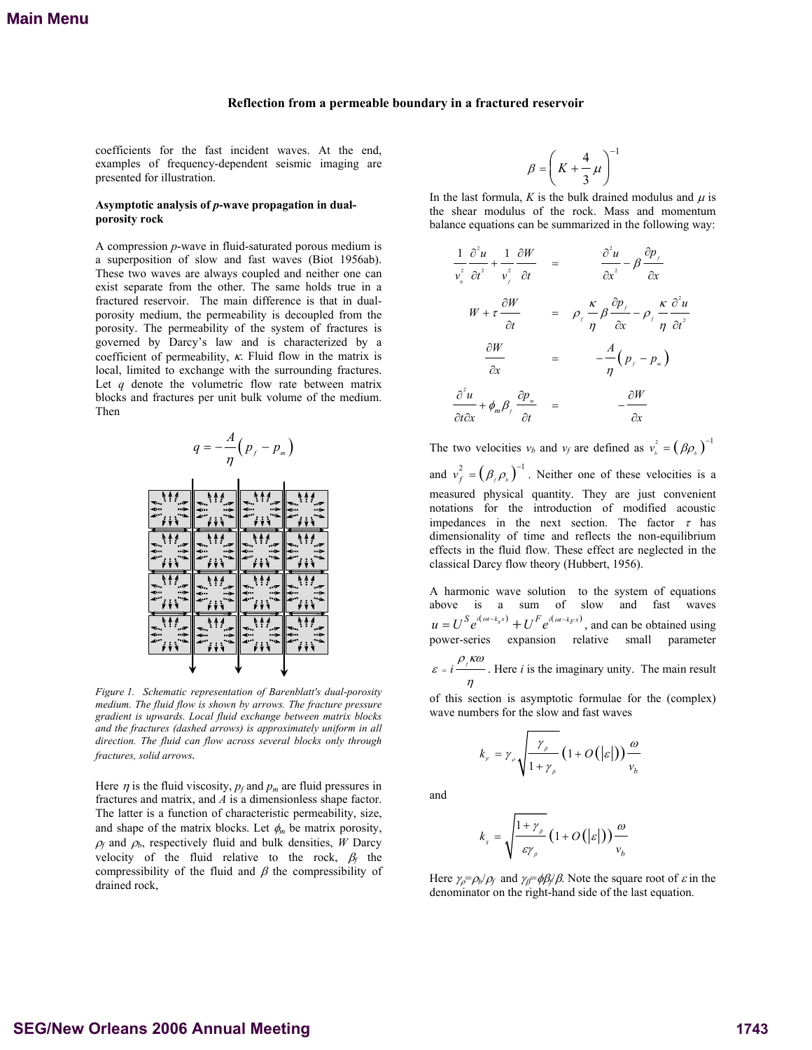coefficients for the fast incident waves. At the end, examples of frequency-dependent seismic imaging are presented for illustration.

**Asymptotic analysis of *p*-wave propagation in dual-porosity rock**

A compression *p*-wave in fluid-saturated porous medium is a superposition of slow and fast waves (Biot 1956ab). These two waves are always coupled and neither one can exist separate from the other. The same holds true in a fractured reservoir. The main difference is that in dual-porosity medium, the permeability is decoupled from the porosity. The permeability of the system of fractures is governed by Darcy's law and is characterized by a coefficient of permeability, $\kappa$. Fluid flow in the matrix is local, limited to exchange with the surrounding fractures. Let $q$ denote the volumetric flow rate between matrix blocks and fractures per unit bulk volume of the medium. Then

$$q = -\frac{A}{\eta}\left(p_f - p_m\right)$$

*Figure 1. Schematic representation of Barenblatt's dual-porosity medium. The fluid flow is shown by arrows. The fracture pressure gradient is upwards. Local fluid exchange between matrix blocks and the fractures (dashed arrows) is approximately uniform in all direction. The fluid can flow across several blocks only through fractures, solid arrows.*

Here $\eta$ is the fluid viscosity, $p_f$ and $p_m$ are fluid pressures in fractures and matrix, and $A$ is a dimensionless shape factor. The latter is a function of characteristic permeability, size, and shape of the matrix blocks. Let $\phi_m$ be matrix porosity, $\rho_f$ and $\rho_b$, respectively fluid and bulk densities, $W$ Darcy velocity of the fluid relative to the rock, $\beta_f$ the compressibility of the fluid and $\beta$ the compressibility of drained rock,

$$\beta = \left(K + \frac{4}{3}\mu\right)^{-1}$$

In the last formula, $K$ is the bulk drained modulus and $\mu$ is the shear modulus of the rock. Mass and momentum balance equations can be summarized in the following way:

$$\frac{1}{v_b^2}\frac{\partial^2 u}{\partial t^2} + \frac{1}{v_f^2}\frac{\partial W}{\partial t} = \frac{\partial^2 u}{\partial x^2} - \beta\frac{\partial p_f}{\partial x}$$

$$W + \tau\frac{\partial W}{\partial t} = \rho_f\frac{\kappa}{\eta}\beta\frac{\partial p_f}{\partial x} - \rho_f\frac{\kappa}{\eta}\frac{\partial^2 u}{\partial t^2}$$

$$\frac{\partial W}{\partial x} = -\frac{A}{\eta}\left(p_f - p_m\right)$$

$$\frac{\partial^2 u}{\partial t \partial x} + \phi_m\beta_f\frac{\partial p_m}{\partial t} = -\frac{\partial W}{\partial x}$$

The two velocities $v_b$ and $v_f$ are defined as $v_b^2 = \left(\beta\rho_b\right)^{-1}$ and $v_f^2 = \left(\beta_f\rho_b\right)^{-1}$. Neither one of these velocities is a measured physical quantity. They are just convenient notations for the introduction of modified acoustic impedances in the next section. The factor $\tau$ has dimensionality of time and reflects the non-equilibrium effects in the fluid flow. These effect are neglected in the classical Darcy flow theory (Hubbert, 1956).

A harmonic wave solution to the system of equations above is a sum of slow and fast waves $u = U^S e^{i\left(\omega t - k_S x\right)} + U^F e^{i\left(\omega t - k_F x\right)}$, and can be obtained using power-series expansion relative small parameter $\varepsilon = i\dfrac{\rho_f\kappa\omega}{\eta}$. Here $i$ is the imaginary unity. The main result of this section is asymptotic formulae for the (complex) wave numbers for the slow and fast waves

$$k_F = \gamma_\rho\sqrt{\frac{\gamma_\beta}{1+\gamma_\beta}}\left(1 + O\left(|\varepsilon|\right)\right)\frac{\omega}{v_b}$$

and

$$k_S = \sqrt{\frac{1+\gamma_\beta}{\varepsilon\gamma_\beta}}\left(1 + O\left(|\varepsilon|\right)\right)\frac{\omega}{v_b}$$

Here $\gamma_\rho = \rho_b/\rho_f$ and $\gamma_\beta = \phi\beta_f/\beta$. Note the square root of $\varepsilon$ in the denominator on the right-hand side of the last equation.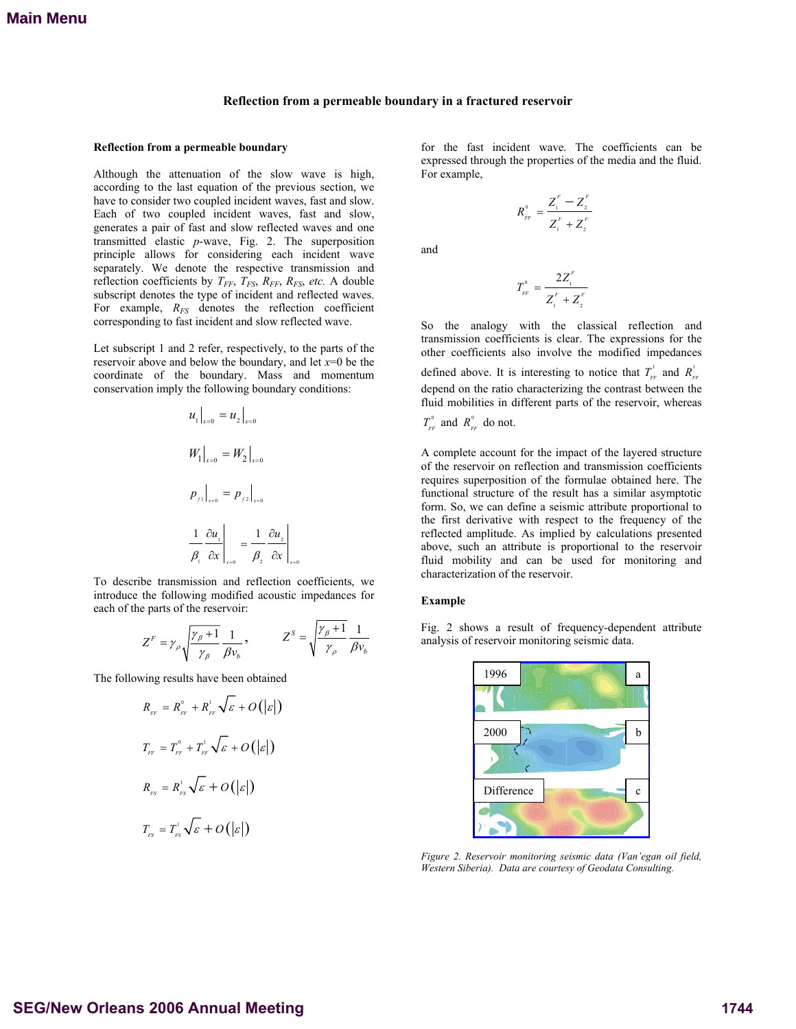# Reflection from a permeable boundary in a fractured reservoir

## Reflection from a permeable boundary

Although the attenuation of the slow wave is high, according to the last equation of the previous section, we have to consider two coupled incident waves, fast and slow. Each of two coupled incident waves, fast and slow, generates a pair of fast and slow reflected waves and one transmitted elastic *p*-wave, Fig. 2. The superposition principle allows for considering each incident wave separately. We denote the respective transmission and reflection coefficients by $T_{FF}$, $T_{FS}$, $R_{FF}$, $R_{FS}$, *etc.* A double subscript denotes the type of incident and reflected waves. For example, $R_{FS}$ denotes the reflection coefficient corresponding to fast incident and slow reflected wave.

Let subscript 1 and 2 refer, respectively, to the parts of the reservoir above and below the boundary, and let $x$=0 be the coordinate of the boundary. Mass and momentum conservation imply the following boundary conditions:

$$u_1\big|_{x=0} = u_2\big|_{x=0}$$

$$W_1\big|_{x=0} = W_2\big|_{x=0}$$

$$p_{f1}\big|_{x=0} = p_{f2}\big|_{x=0}$$

$$\frac{1}{\beta_1}\frac{\partial u_1}{\partial x}\bigg|_{x=0} = \frac{1}{\beta_2}\frac{\partial u_2}{\partial x}\bigg|_{x=0}$$

To describe transmission and reflection coefficients, we introduce the following modified acoustic impedances for each of the parts of the reservoir:

$$Z^F = \gamma_\rho \sqrt{\frac{\gamma_\beta + 1}{\gamma_\beta}} \frac{1}{\beta v_b}, \qquad Z^S = \sqrt{\frac{\gamma_\beta + 1}{\gamma_\rho}} \frac{1}{\beta v_b}$$

The following results have been obtained

$$R_{FF} = R_{FF}^0 + R_{FF}^1\sqrt{\varepsilon} + O(|\varepsilon|)$$

$$T_{FF} = T_{FF}^0 + T_{FF}^1\sqrt{\varepsilon} + O(|\varepsilon|)$$

$$R_{FS} = R_{FS}^1\sqrt{\varepsilon} + O(|\varepsilon|)$$

$$T_{FS} = T_{FS}^1\sqrt{\varepsilon} + O(|\varepsilon|)$$

for the fast incident wave. The coefficients can be expressed through the properties of the media and the fluid. For example,

$$R_{FF}^0 = \frac{Z_1^F - Z_2^F}{Z_1^F + Z_2^F}$$

and

$$T_{FF}^0 = \frac{2Z_1^F}{Z_1^F + Z_2^F}$$

So the analogy with the classical reflection and transmission coefficients is clear. The expressions for the other coefficients also involve the modified impedances defined above. It is interesting to notice that $T_{FF}^1$ and $R_{FF}^1$ depend on the ratio characterizing the contrast between the fluid mobilities in different parts of the reservoir, whereas $T_{FF}^0$ and $R_{FF}^0$ do not.

A complete account for the impact of the layered structure of the reservoir on reflection and transmission coefficients requires superposition of the formulae obtained here. The functional structure of the result has a similar asymptotic form. So, we can define a seismic attribute proportional to the first derivative with respect to the frequency of the reflected amplitude. As implied by calculations presented above, such an attribute is proportional to the reservoir fluid mobility and can be used for monitoring and characterization of the reservoir.

## Example

Fig. 2 shows a result of frequency-dependent attribute analysis of reservoir monitoring seismic data.

*Figure 2. Reservoir monitoring seismic data (Van'egan oil field, Western Siberia). Data are courtesy of Geodata Consulting.*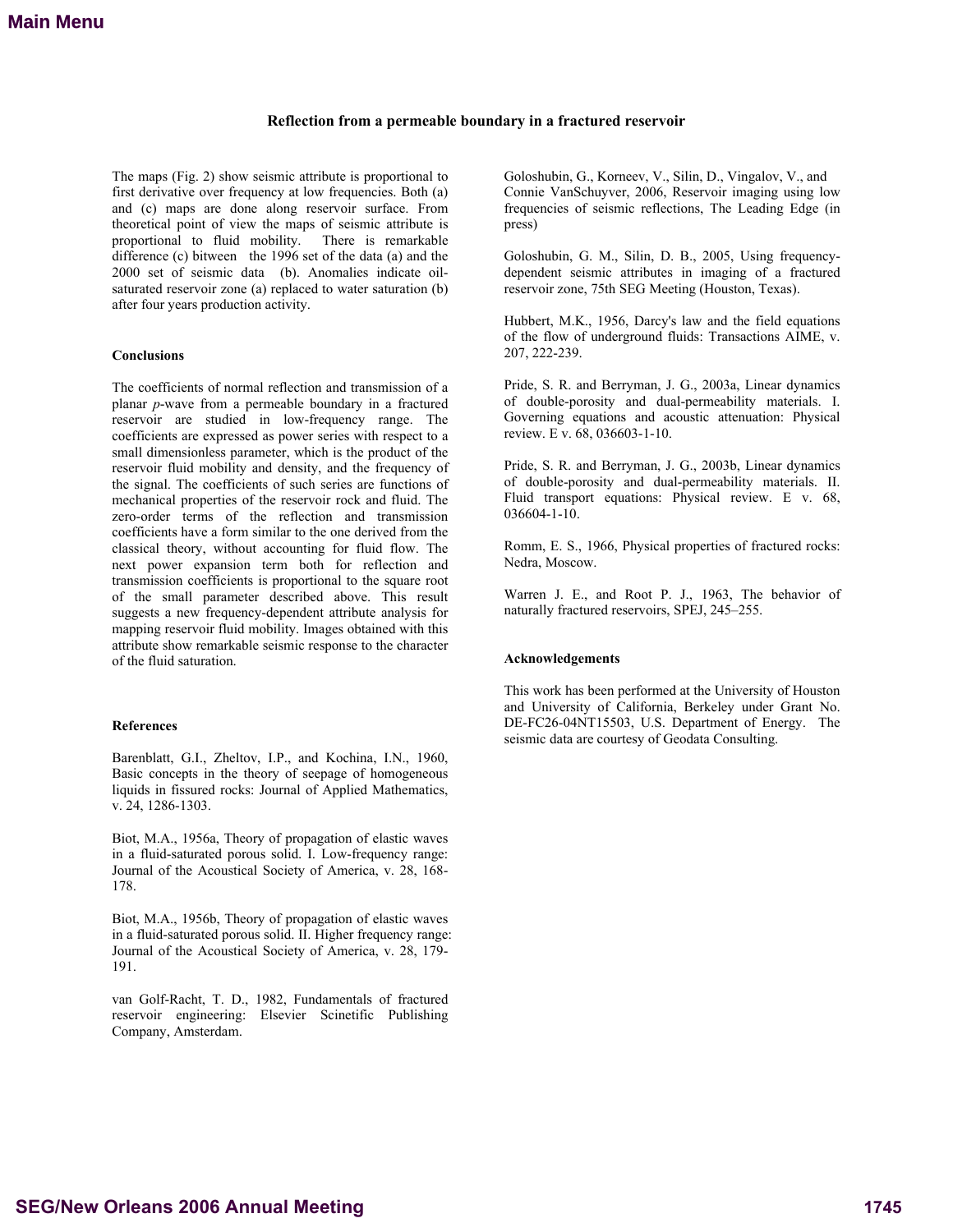The maps (Fig. 2) show seismic attribute is proportional to first derivative over frequency at low frequencies. Both (a) and (c) maps are done along reservoir surface. From theoretical point of view the maps of seismic attribute is proportional to fluid mobility. There is remarkable difference (c) bitween the 1996 set of the data (a) and the 2000 set of seismic data (b). Anomalies indicate oil-saturated reservoir zone (a) replaced to water saturation (b) after four years production activity.

### Conclusions

The coefficients of normal reflection and transmission of a planar *p*-wave from a permeable boundary in a fractured reservoir are studied in low-frequency range. The coefficients are expressed as power series with respect to a small dimensionless parameter, which is the product of the reservoir fluid mobility and density, and the frequency of the signal. The coefficients of such series are functions of mechanical properties of the reservoir rock and fluid. The zero-order terms of the reflection and transmission coefficients have a form similar to the one derived from the classical theory, without accounting for fluid flow. The next power expansion term both for reflection and transmission coefficients is proportional to the square root of the small parameter described above. This result suggests a new frequency-dependent attribute analysis for mapping reservoir fluid mobility. Images obtained with this attribute show remarkable seismic response to the character of the fluid saturation.

### References

Barenblatt, G.I., Zheltov, I.P., and Kochina, I.N., 1960, Basic concepts in the theory of seepage of homogeneous liquids in fissured rocks: Journal of Applied Mathematics, v. 24, 1286-1303.

Biot, M.A., 1956a, Theory of propagation of elastic waves in a fluid-saturated porous solid. I. Low-frequency range: Journal of the Acoustical Society of America, v. 28, 168-178.

Biot, M.A., 1956b, Theory of propagation of elastic waves in a fluid-saturated porous solid. II. Higher frequency range: Journal of the Acoustical Society of America, v. 28, 179-191.

van Golf-Racht, T. D., 1982, Fundamentals of fractured reservoir engineering: Elsevier Scinetific Publishing Company, Amsterdam.

Goloshubin, G., Korneev, V., Silin, D., Vingalov, V., and Connie VanSchuyver, 2006, Reservoir imaging using low frequencies of seismic reflections, The Leading Edge (in press)

Goloshubin, G. M., Silin, D. B., 2005, Using frequency-dependent seismic attributes in imaging of a fractured reservoir zone, 75th SEG Meeting (Houston, Texas).

Hubbert, M.K., 1956, Darcy's law and the field equations of the flow of underground fluids: Transactions AIME, v. 207, 222-239.

Pride, S. R. and Berryman, J. G., 2003a, Linear dynamics of double-porosity and dual-permeability materials. I. Governing equations and acoustic attenuation: Physical review. E v. 68, 036603-1-10.

Pride, S. R. and Berryman, J. G., 2003b, Linear dynamics of double-porosity and dual-permeability materials. II. Fluid transport equations: Physical review. E v. 68, 036604-1-10.

Romm, E. S., 1966, Physical properties of fractured rocks: Nedra, Moscow.

Warren J. E., and Root P. J., 1963, The behavior of naturally fractured reservoirs, SPEJ, 245–255.

### Acknowledgements

This work has been performed at the University of Houston and University of California, Berkeley under Grant No. DE-FC26-04NT15503, U.S. Department of Energy. The seismic data are courtesy of Geodata Consulting.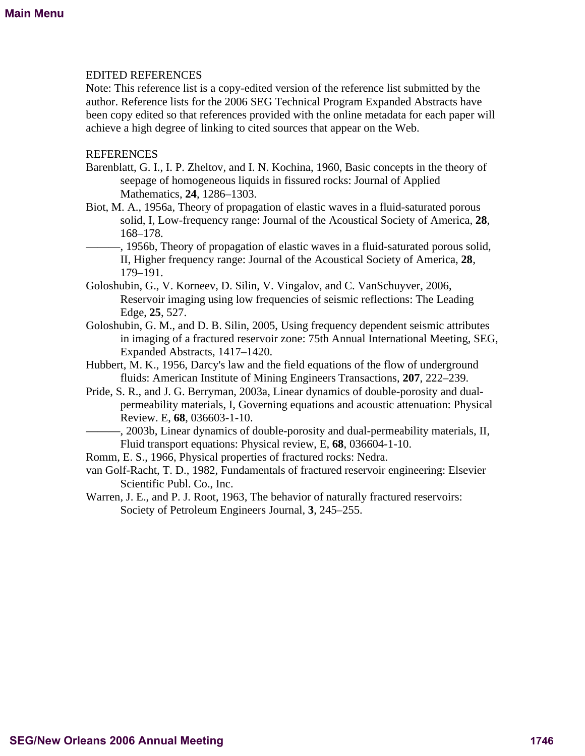EDITED REFERENCES

Note: This reference list is a copy-edited version of the reference list submitted by the author. Reference lists for the 2006 SEG Technical Program Expanded Abstracts have been copy edited so that references provided with the online metadata for each paper will achieve a high degree of linking to cited sources that appear on the Web.

REFERENCES

Barenblatt, G. I., I. P. Zheltov, and I. N. Kochina, 1960, Basic concepts in the theory of seepage of homogeneous liquids in fissured rocks: Journal of Applied Mathematics, **24**, 1286–1303.

Biot, M. A., 1956a, Theory of propagation of elastic waves in a fluid-saturated porous solid, I, Low-frequency range: Journal of the Acoustical Society of America, **28**, 168–178.

———, 1956b, Theory of propagation of elastic waves in a fluid-saturated porous solid, II, Higher frequency range: Journal of the Acoustical Society of America, **28**, 179–191.

Goloshubin, G., V. Korneev, D. Silin, V. Vingalov, and C. VanSchuyver, 2006, Reservoir imaging using low frequencies of seismic reflections: The Leading Edge, **25**, 527.

Goloshubin, G. M., and D. B. Silin, 2005, Using frequency dependent seismic attributes in imaging of a fractured reservoir zone: 75th Annual International Meeting, SEG, Expanded Abstracts, 1417–1420.

Hubbert, M. K., 1956, Darcy's law and the field equations of the flow of underground fluids: American Institute of Mining Engineers Transactions, **207**, 222–239.

Pride, S. R., and J. G. Berryman, 2003a, Linear dynamics of double-porosity and dual-permeability materials, I, Governing equations and acoustic attenuation: Physical Review. E, **68**, 036603-1-10.

———, 2003b, Linear dynamics of double-porosity and dual-permeability materials, II, Fluid transport equations: Physical review, E, **68**, 036604-1-10.

Romm, E. S., 1966, Physical properties of fractured rocks: Nedra.

van Golf-Racht, T. D., 1982, Fundamentals of fractured reservoir engineering: Elsevier Scientific Publ. Co., Inc.

Warren, J. E., and P. J. Root, 1963, The behavior of naturally fractured reservoirs: Society of Petroleum Engineers Journal, **3**, 245–255.